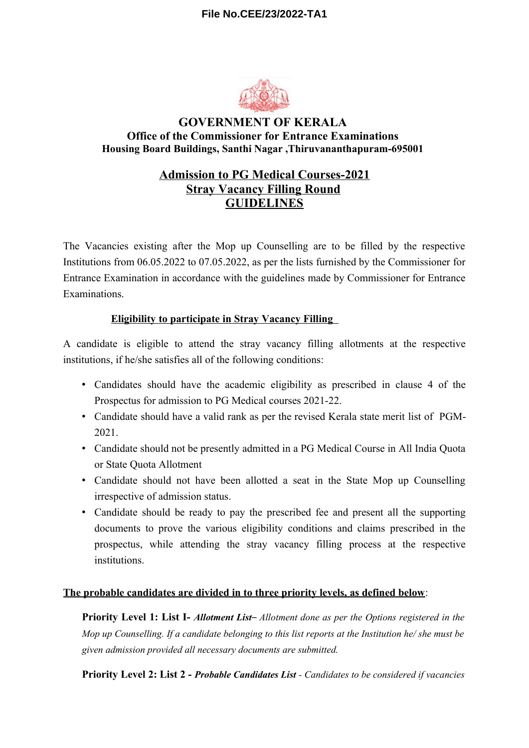File No.CEE/23/2022-TA1

# GOVERNMENT OF KERALA

**Office of the Commissioner for Entrance Examinations**

**Housing Board Buildings, Santhi Nagar ,Thiruvananthapuram-695001**

## Admission to PG Medical Courses-2021
## Stray Vacancy Filling Round
## GUIDELINES

The Vacancies existing after the Mop up Counselling are to be filled by the respective Institutions from 06.05.2022 to 07.05.2022, as per the lists furnished by the Commissioner for Entrance Examination in accordance with the guidelines made by Commissioner for Entrance Examinations.

### Eligibility to participate in Stray Vacancy Filling

A candidate is eligible to attend the stray vacancy filling allotments at the respective institutions, if he/she satisfies all of the following conditions:

- Candidates should have the academic eligibility as prescribed in clause 4 of the Prospectus for admission to PG Medical courses 2021-22.
- Candidate should have a valid rank as per the revised Kerala state merit list of PGM-2021.
- Candidate should not be presently admitted in a PG Medical Course in All India Quota or State Quota Allotment
- Candidate should not have been allotted a seat in the State Mop up Counselling irrespective of admission status.
- Candidate should be ready to pay the prescribed fee and present all the supporting documents to prove the various eligibility conditions and claims prescribed in the prospectus, while attending the stray vacancy filling process at the respective institutions.

**The probable candidates are divided in to three priority levels, as defined below**:

**Priority Level 1: List I-** ***Allotment List–*** *Allotment done as per the Options registered in the Mop up Counselling. If a candidate belonging to this list reports at the Institution he/ she must be given admission provided all necessary documents are submitted.*

**Priority Level 2: List 2 -** ***Probable Candidates List*** *- Candidates to be considered if vacancies*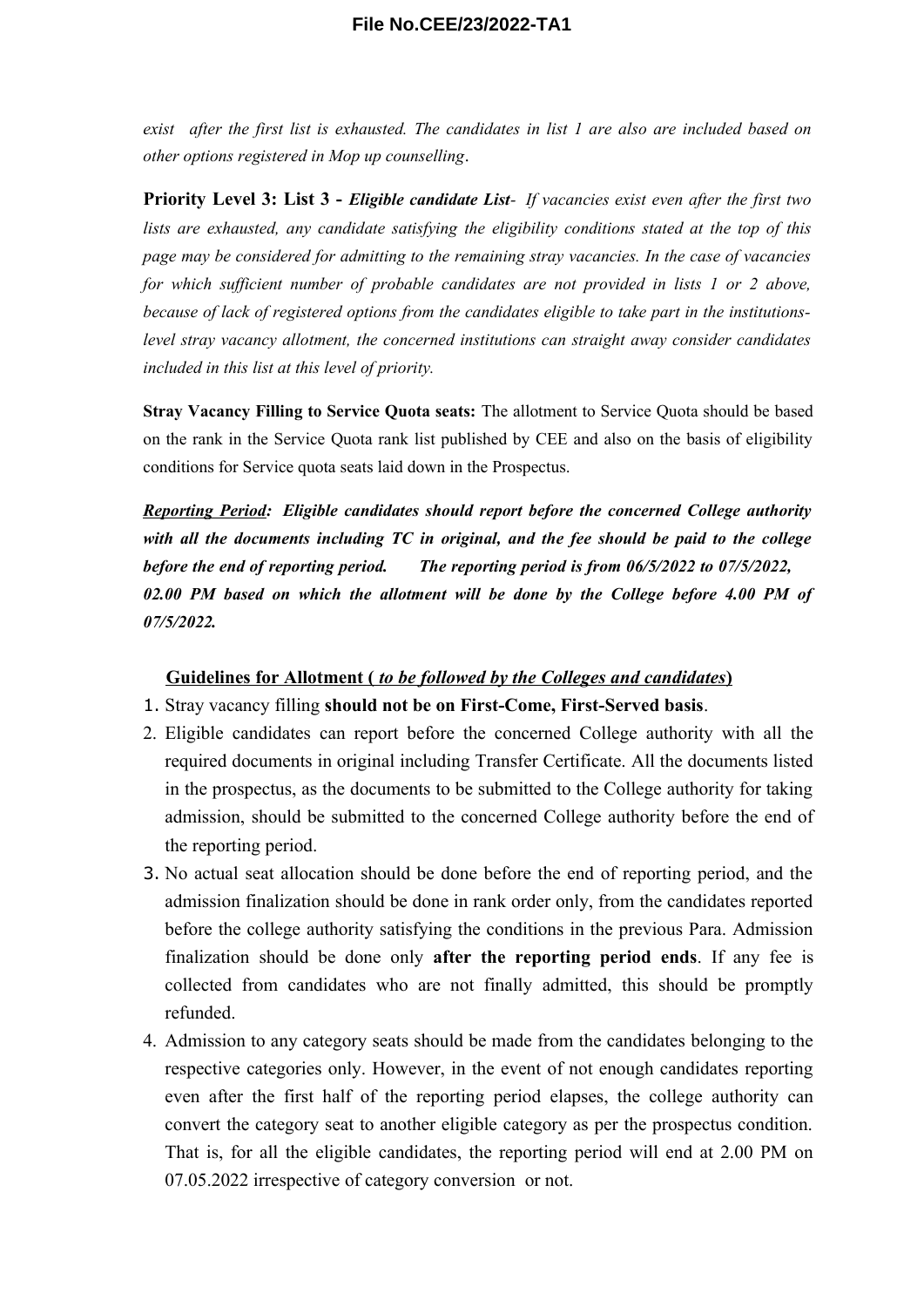*exist after the first list is exhausted. The candidates in list 1 are also are included based on other options registered in Mop up counselling.*

**Priority Level 3: List 3 -** ***Eligible candidate List****- If vacancies exist even after the first two lists are exhausted, any candidate satisfying the eligibility conditions stated at the top of this page may be considered for admitting to the remaining stray vacancies. In the case of vacancies for which sufficient number of probable candidates are not provided in lists 1 or 2 above, because of lack of registered options from the candidates eligible to take part in the institutions-level stray vacancy allotment, the concerned institutions can straight away consider candidates included in this list at this level of priority.*

**Stray Vacancy Filling to Service Quota seats:** The allotment to Service Quota should be based on the rank in the Service Quota rank list published by CEE and also on the basis of eligibility conditions for Service quota seats laid down in the Prospectus.

***Reporting Period: Eligible candidates should report before the concerned College authority with all the documents including TC in original, and the fee should be paid to the college before the end of reporting period. The reporting period is from 06/5/2022 to 07/5/2022, 02.00 PM based on which the allotment will be done by the College before 4.00 PM of 07/5/2022.***

**Guidelines for Allotment (** ***to be followed by the Colleges and candidates*****)**

1. Stray vacancy filling **should not be on First-Come, First-Served basis**.
2. Eligible candidates can report before the concerned College authority with all the required documents in original including Transfer Certificate. All the documents listed in the prospectus, as the documents to be submitted to the College authority for taking admission, should be submitted to the concerned College authority before the end of the reporting period.
3. No actual seat allocation should be done before the end of reporting period, and the admission finalization should be done in rank order only, from the candidates reported before the college authority satisfying the conditions in the previous Para. Admission finalization should be done only **after the reporting period ends**. If any fee is collected from candidates who are not finally admitted, this should be promptly refunded.
4. Admission to any category seats should be made from the candidates belonging to the respective categories only. However, in the event of not enough candidates reporting even after the first half of the reporting period elapses, the college authority can convert the category seat to another eligible category as per the prospectus condition. That is, for all the eligible candidates, the reporting period will end at 2.00 PM on 07.05.2022 irrespective of category conversion or not.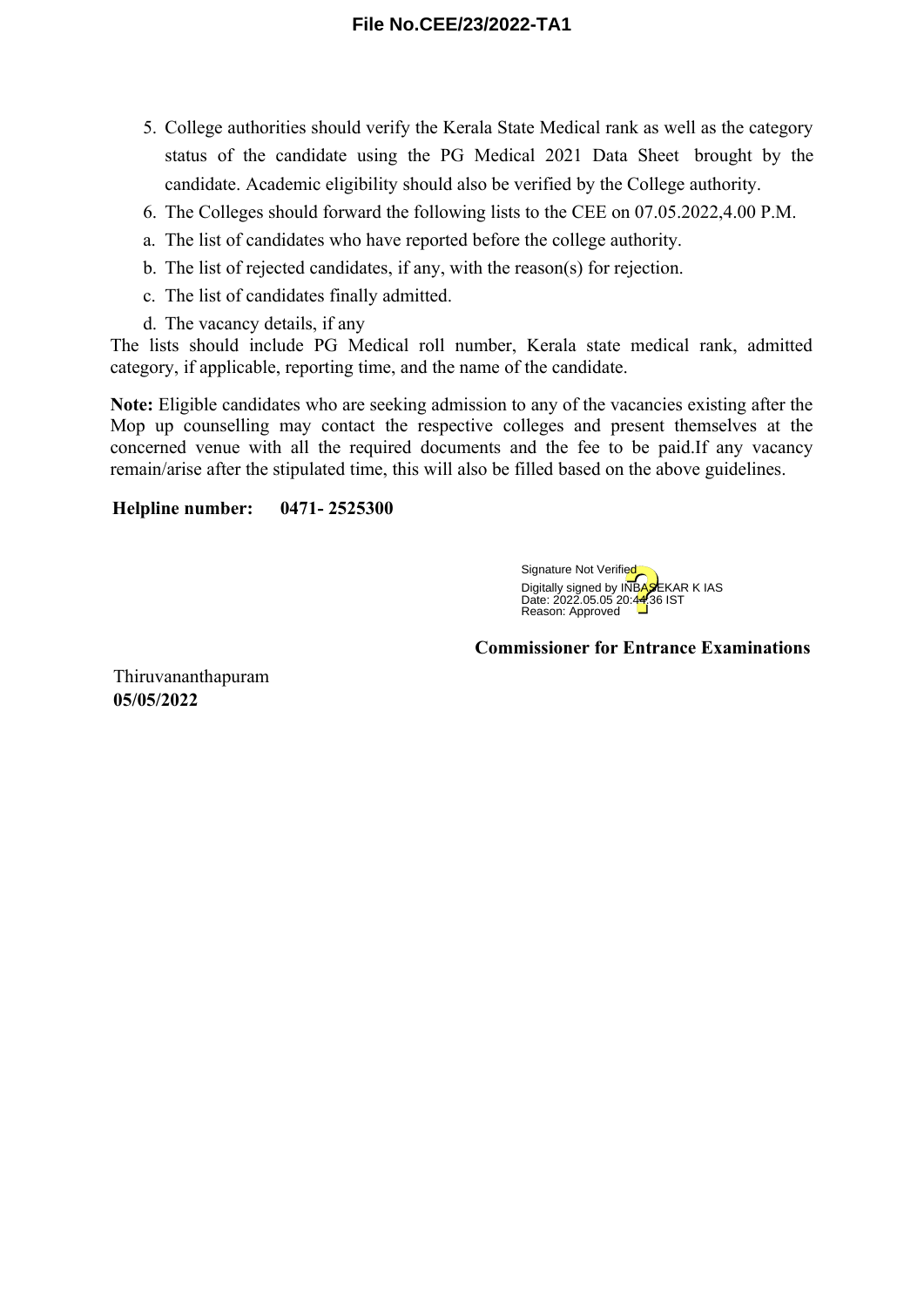5. College authorities should verify the Kerala State Medical rank as well as the category status of the candidate using the PG Medical 2021 Data Sheet brought by the candidate. Academic eligibility should also be verified by the College authority.
6. The Colleges should forward the following lists to the CEE on 07.05.2022,4.00 P.M.

a. The list of candidates who have reported before the college authority.
b. The list of rejected candidates, if any, with the reason(s) for rejection.
c. The list of candidates finally admitted.
d. The vacancy details, if any

The lists should include PG Medical roll number, Kerala state medical rank, admitted category, if applicable, reporting time, and the name of the candidate.

**Note:** Eligible candidates who are seeking admission to any of the vacancies existing after the Mop up counselling may contact the respective colleges and present themselves at the concerned venue with all the required documents and the fee to be paid.If any vacancy remain/arise after the stipulated time, this will also be filled based on the above guidelines.

**Helpline number: 0471- 2525300**

Signature Not Verified
Digitally signed by INBASEKAR K IAS
Date: 2022.05.05 20:44:36 IST
Reason: Approved

**Commissioner for Entrance Examinations**

Thiruvananthapuram
**05/05/2022**